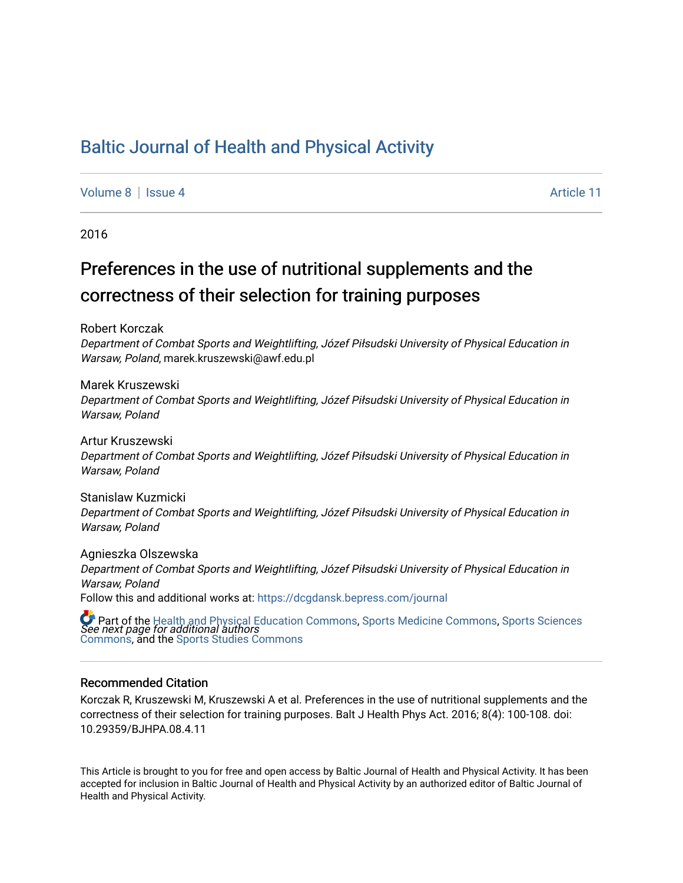# Baltic Journal of Health and Physical Activity

Volume 8 | Issue 4 Article 11

2016

## Preferences in the use of nutritional supplements and the correctness of their selection for training purposes

Robert Korczak
*Department of Combat Sports and Weightlifting, Józef Piłsudski University of Physical Education in Warsaw, Poland*, marek.kruszewski@awf.edu.pl

Marek Kruszewski
*Department of Combat Sports and Weightlifting, Józef Piłsudski University of Physical Education in Warsaw, Poland*

Artur Kruszewski
*Department of Combat Sports and Weightlifting, Józef Piłsudski University of Physical Education in Warsaw, Poland*

Stanislaw Kuzmicki
*Department of Combat Sports and Weightlifting, Józef Piłsudski University of Physical Education in Warsaw, Poland*

Agnieszka Olszewska
*Department of Combat Sports and Weightlifting, Józef Piłsudski University of Physical Education in Warsaw, Poland*

Follow this and additional works at: https://dcgdansk.bepress.com/journal

Part of the Health and Physical Education Commons, Sports Medicine Commons, Sports Sciences Commons, and the Sports Studies Commons

*See next page for additional authors*

### Recommended Citation

Korczak R, Kruszewski M, Kruszewski A et al. Preferences in the use of nutritional supplements and the correctness of their selection for training purposes. Balt J Health Phys Act. 2016; 8(4): 100-108. doi: 10.29359/BJHPA.08.4.11

This Article is brought to you for free and open access by Baltic Journal of Health and Physical Activity. It has been accepted for inclusion in Baltic Journal of Health and Physical Activity by an authorized editor of Baltic Journal of Health and Physical Activity.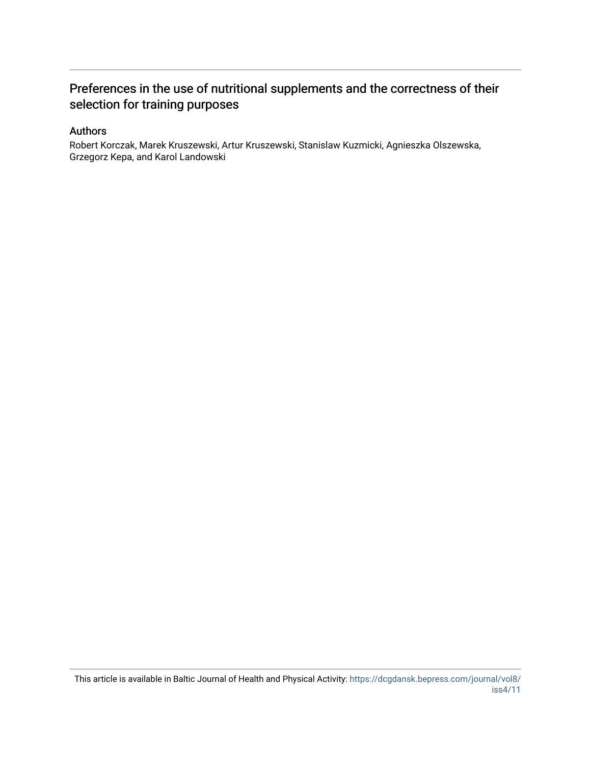# Preferences in the use of nutritional supplements and the correctness of their selection for training purposes

## Authors

Robert Korczak, Marek Kruszewski, Artur Kruszewski, Stanislaw Kuzmicki, Agnieszka Olszewska, Grzegorz Kepa, and Karol Landowski

This article is available in Baltic Journal of Health and Physical Activity: https://dcgdansk.bepress.com/journal/vol8/iss4/11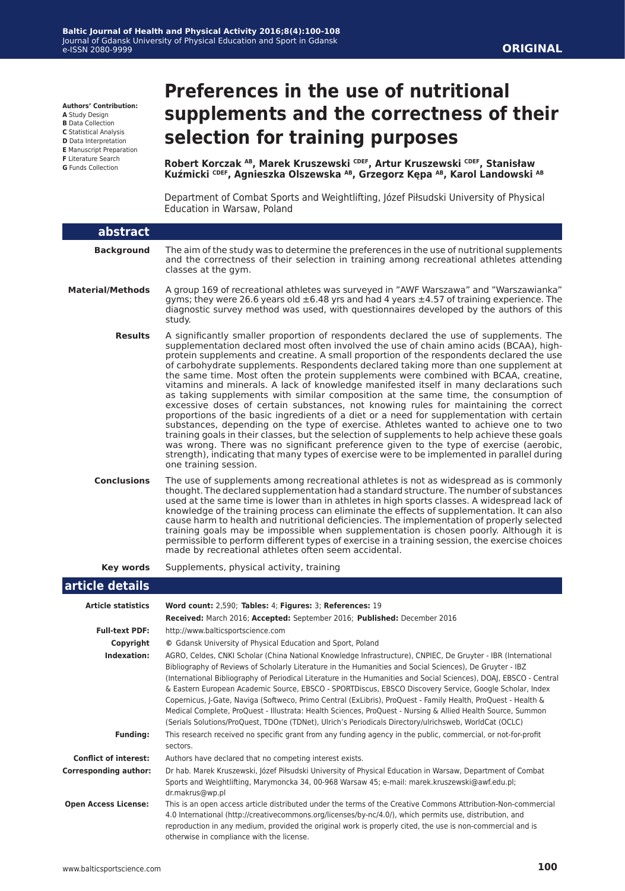**ORIGINAL**

Authors' Contribution:
A Study Design
B Data Collection
C Statistical Analysis
D Data Interpretation
E Manuscript Preparation
F Literature Search
G Funds Collection

# Preferences in the use of nutritional supplements and the correctness of their selection for training purposes

**Robert Korczak [AB], Marek Kruszewski [CDEF], Artur Kruszewski [CDEF], Stanisław Kuźmicki [CDEF], Agnieszka Olszewska [AB], Grzegorz Kępa [AB], Karol Landowski [AB]**

Department of Combat Sports and Weightlifting, Józef Piłsudski University of Physical Education in Warsaw, Poland

## abstract

**Background**

The aim of the study was to determine the preferences in the use of nutritional supplements and the correctness of their selection in training among recreational athletes attending classes at the gym.

**Material/Methods**

A group 169 of recreational athletes was surveyed in "AWF Warszawa" and "Warszawianka" gyms; they were 26.6 years old ±6.48 yrs and had 4 years ±4.57 of training experience. The diagnostic survey method was used, with questionnaires developed by the authors of this study.

**Results**

A significantly smaller proportion of respondents declared the use of supplements. The supplementation declared most often involved the use of chain amino acids (BCAA), high-protein supplements and creatine. A small proportion of the respondents declared the use of carbohydrate supplements. Respondents declared taking more than one supplement at the same time. Most often the protein supplements were combined with BCAA, creatine, vitamins and minerals. A lack of knowledge manifested itself in many declarations such as taking supplements with similar composition at the same time, the consumption of excessive doses of certain substances, not knowing rules for maintaining the correct proportions of the basic ingredients of a diet or a need for supplementation with certain substances, depending on the type of exercise. Athletes wanted to achieve one to two training goals in their classes, but the selection of supplements to help achieve these goals was wrong. There was no significant preference given to the type of exercise (aerobic, strength), indicating that many types of exercise were to be implemented in parallel during one training session.

**Conclusions**

The use of supplements among recreational athletes is not as widespread as is commonly thought. The declared supplementation had a standard structure. The number of substances used at the same time is lower than in athletes in high sports classes. A widespread lack of knowledge of the training process can eliminate the effects of supplementation. It can also cause harm to health and nutritional deficiencies. The implementation of properly selected training goals may be impossible when supplementation is chosen poorly. Although it is permissible to perform different types of exercise in a training session, the exercise choices made by recreational athletes often seem accidental.

**Key words**

Supplements, physical activity, training

## article details

**Article statistics**

**Word count:** 2,590; **Tables:** 4; **Figures:** 3; **References:** 19

**Received:** March 2016; **Accepted:** September 2016; **Published:** December 2016

**Full-text PDF:** http://www.balticsportscience.com

**Copyright** © Gdansk University of Physical Education and Sport, Poland

**Indexation:** AGRO, Celdes, CNKI Scholar (China National Knowledge Infrastructure), CNPIEC, De Gruyter - IBR (International Bibliography of Reviews of Scholarly Literature in the Humanities and Social Sciences), De Gruyter - IBZ (International Bibliography of Periodical Literature in the Humanities and Social Sciences), DOAJ, EBSCO - Central & Eastern European Academic Source, EBSCO - SPORTDiscus, EBSCO Discovery Service, Google Scholar, Index Copernicus, J-Gate, Naviga (Softweco, Primo Central (ExLibris), ProQuest - Family Health, ProQuest - Health & Medical Complete, ProQuest - Illustrata: Health Sciences, ProQuest - Nursing & Allied Health Source, Summon (Serials Solutions/ProQuest, TDOne (TDNet), Ulrich's Periodicals Directory/ulrichsweb, WorldCat (OCLC)

**Funding:** This research received no specific grant from any funding agency in the public, commercial, or not-for-profit sectors.

**Conflict of interest:** Authors have declared that no competing interest exists.

**Corresponding author:** Dr hab. Marek Kruszewski, Józef Piłsudski University of Physical Education in Warsaw, Department of Combat Sports and Weightlifting, Marymoncka 34, 00-968 Warsaw 45; e-mail: marek.kruszewski@awf.edu.pl; dr.makrus@wp.pl

**Open Access License:** This is an open access article distributed under the terms of the Creative Commons Attribution-Non-commercial 4.0 International (http://creativecommons.org/licenses/by-nc/4.0/), which permits use, distribution, and reproduction in any medium, provided the original work is properly cited, the use is non-commercial and is otherwise in compliance with the license.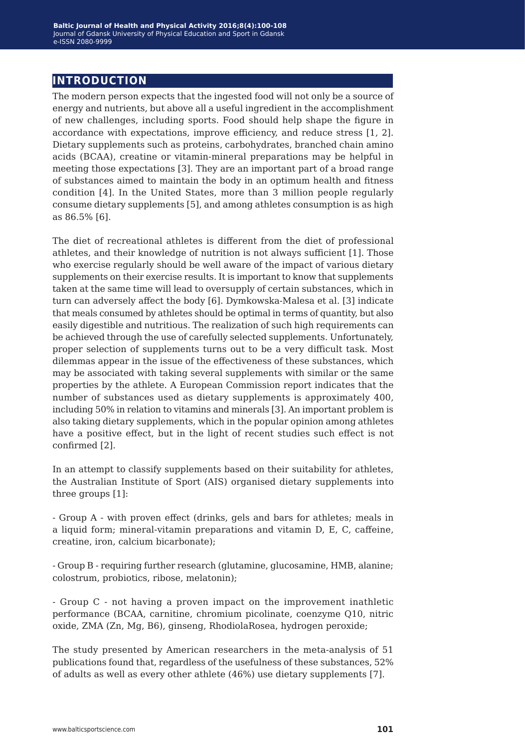## INTRODUCTION

The modern person expects that the ingested food will not only be a source of energy and nutrients, but above all a useful ingredient in the accomplishment of new challenges, including sports. Food should help shape the figure in accordance with expectations, improve efficiency, and reduce stress [1, 2]. Dietary supplements such as proteins, carbohydrates, branched chain amino acids (BCAA), creatine or vitamin-mineral preparations may be helpful in meeting those expectations [3]. They are an important part of a broad range of substances aimed to maintain the body in an optimum health and fitness condition [4]. In the United States, more than 3 million people regularly consume dietary supplements [5], and among athletes consumption is as high as 86.5% [6].

The diet of recreational athletes is different from the diet of professional athletes, and their knowledge of nutrition is not always sufficient [1]. Those who exercise regularly should be well aware of the impact of various dietary supplements on their exercise results. It is important to know that supplements taken at the same time will lead to oversupply of certain substances, which in turn can adversely affect the body [6]. Dymkowska-Malesa et al. [3] indicate that meals consumed by athletes should be optimal in terms of quantity, but also easily digestible and nutritious. The realization of such high requirements can be achieved through the use of carefully selected supplements. Unfortunately, proper selection of supplements turns out to be a very difficult task. Most dilemmas appear in the issue of the effectiveness of these substances, which may be associated with taking several supplements with similar or the same properties by the athlete. A European Commission report indicates that the number of substances used as dietary supplements is approximately 400, including 50% in relation to vitamins and minerals [3]. An important problem is also taking dietary supplements, which in the popular opinion among athletes have a positive effect, but in the light of recent studies such effect is not confirmed [2].

In an attempt to classify supplements based on their suitability for athletes, the Australian Institute of Sport (AIS) organised dietary supplements into three groups [1]:

- Group A - with proven effect (drinks, gels and bars for athletes; meals in a liquid form; mineral-vitamin preparations and vitamin D, E, C, caffeine, creatine, iron, calcium bicarbonate);

- Group B - requiring further research (glutamine, glucosamine, HMB, alanine; colostrum, probiotics, ribose, melatonin);

- Group C - not having a proven impact on the improvement inathletic performance (BCAA, carnitine, chromium picolinate, coenzyme Q10, nitric oxide, ZMA (Zn, Mg, B6), ginseng, RhodiolaRosea, hydrogen peroxide;

The study presented by American researchers in the meta-analysis of 51 publications found that, regardless of the usefulness of these substances, 52% of adults as well as every other athlete (46%) use dietary supplements [7].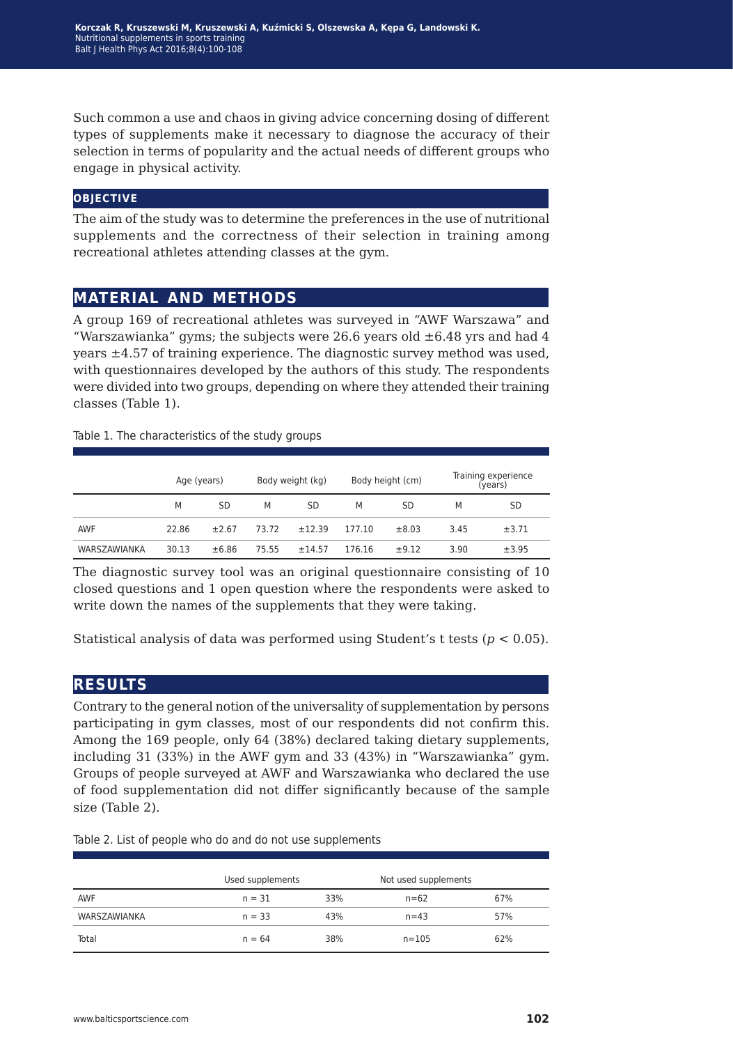Such common a use and chaos in giving advice concerning dosing of different types of supplements make it necessary to diagnose the accuracy of their selection in terms of popularity and the actual needs of different groups who engage in physical activity.

## OBJECTIVE

The aim of the study was to determine the preferences in the use of nutritional supplements and the correctness of their selection in training among recreational athletes attending classes at the gym.

## MATERIAL AND METHODS

A group 169 of recreational athletes was surveyed in "AWF Warszawa" and "Warszawianka" gyms; the subjects were 26.6 years old ±6.48 yrs and had 4 years ±4.57 of training experience. The diagnostic survey method was used, with questionnaires developed by the authors of this study. The respondents were divided into two groups, depending on where they attended their training classes (Table 1).

Table 1. The characteristics of the study groups

| | Age (years) | | Body weight (kg) | | Body height (cm) | | Training experience (years) | |
|---|---|---|---|---|---|---|---|---|
| | M | SD | M | SD | M | SD | M | SD |
| AWF | 22.86 | ±2.67 | 73.72 | ±12.39 | 177.10 | ±8.03 | 3.45 | ±3.71 |
| WARSZAWIANKA | 30.13 | ±6.86 | 75.55 | ±14.57 | 176.16 | ±9.12 | 3.90 | ±3.95 |

The diagnostic survey tool was an original questionnaire consisting of 10 closed questions and 1 open question where the respondents were asked to write down the names of the supplements that they were taking.

Statistical analysis of data was performed using Student's t tests ($p < 0.05$).

## RESULTS

Contrary to the general notion of the universality of supplementation by persons participating in gym classes, most of our respondents did not confirm this. Among the 169 people, only 64 (38%) declared taking dietary supplements, including 31 (33%) in the AWF gym and 33 (43%) in "Warszawianka" gym. Groups of people surveyed at AWF and Warszawianka who declared the use of food supplementation did not differ significantly because of the sample size (Table 2).

Table 2. List of people who do and do not use supplements

| | Used supplements | | Not used supplements | |
|---|---|---|---|---|
| AWF | n = 31 | 33% | n=62 | 67% |
| WARSZAWIANKA | n = 33 | 43% | n=43 | 57% |
| Total | n = 64 | 38% | n=105 | 62% |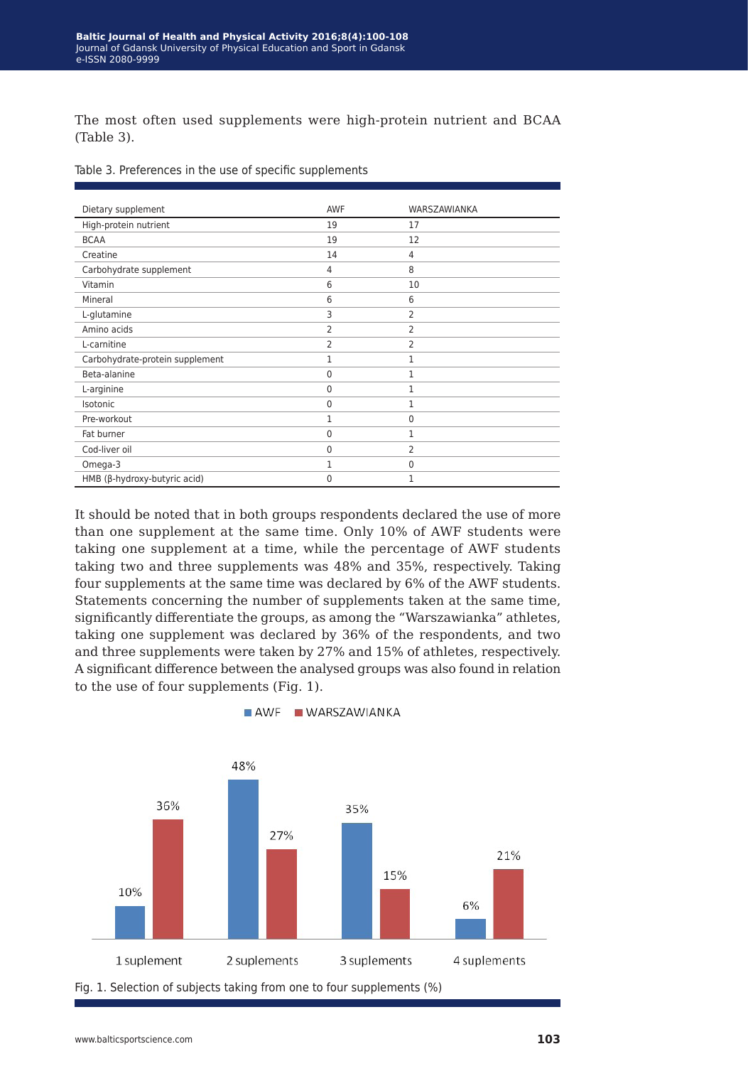The most often used supplements were high-protein nutrient and BCAA (Table 3).

Table 3. Preferences in the use of specific supplements

| Dietary supplement | AWF | WARSZAWIANKA |
|---|---|---|
| High-protein nutrient | 19 | 17 |
| BCAA | 19 | 12 |
| Creatine | 14 | 4 |
| Carbohydrate supplement | 4 | 8 |
| Vitamin | 6 | 10 |
| Mineral | 6 | 6 |
| L-glutamine | 3 | 2 |
| Amino acids | 2 | 2 |
| L-carnitine | 2 | 2 |
| Carbohydrate-protein supplement | 1 | 1 |
| Beta-alanine | 0 | 1 |
| L-arginine | 0 | 1 |
| Isotonic | 0 | 1 |
| Pre-workout | 1 | 0 |
| Fat burner | 0 | 1 |
| Cod-liver oil | 0 | 2 |
| Omega-3 | 1 | 0 |
| HMB (β-hydroxy-butyric acid) | 0 | 1 |

It should be noted that in both groups respondents declared the use of more than one supplement at the same time. Only 10% of AWF students were taking one supplement at a time, while the percentage of AWF students taking two and three supplements was 48% and 35%, respectively. Taking four supplements at the same time was declared by 6% of the AWF students. Statements concerning the number of supplements taken at the same time, significantly differentiate the groups, as among the "Warszawianka" athletes, taking one supplement was declared by 36% of the respondents, and two and three supplements were taken by 27% and 15% of athletes, respectively. A significant difference between the analysed groups was also found in relation to the use of four supplements (Fig. 1).

| | AWF | WARSZAWIANKA |
|---|---|---|
| 1 suplement | 10% | 36% |
| 2 suplements | 48% | 27% |
| 3 suplements | 35% | 15% |
| 4 suplements | 6% | 21% |

Fig. 1. Selection of subjects taking from one to four supplements (%)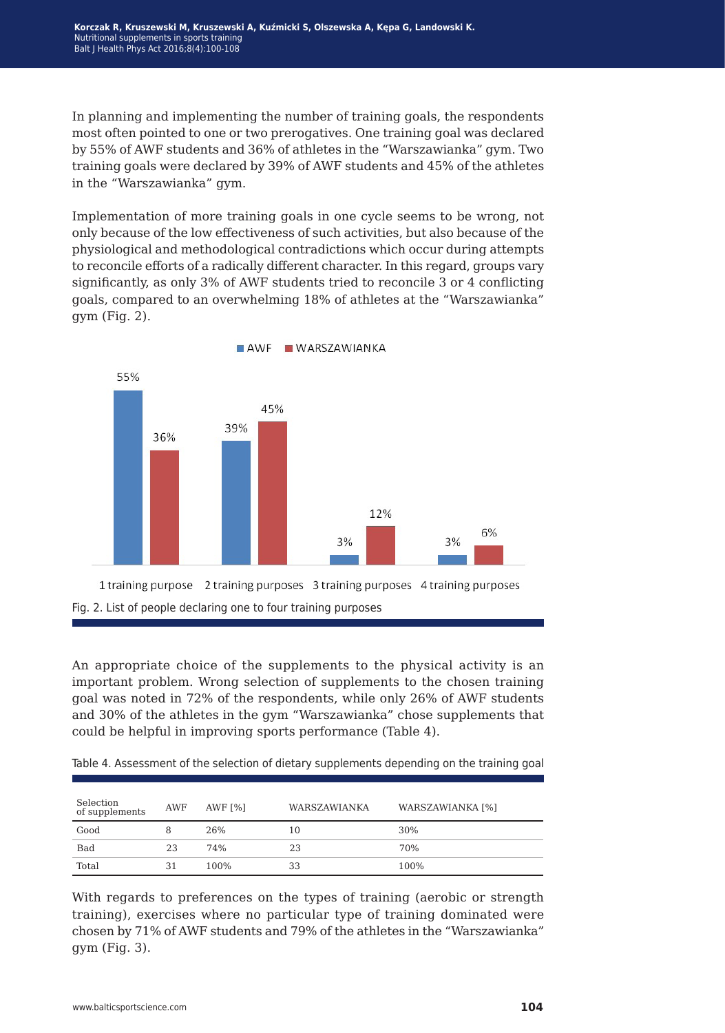In planning and implementing the number of training goals, the respondents most often pointed to one or two prerogatives. One training goal was declared by 55% of AWF students and 36% of athletes in the "Warszawianka" gym. Two training goals were declared by 39% of AWF students and 45% of the athletes in the "Warszawianka" gym.

Implementation of more training goals in one cycle seems to be wrong, not only because of the low effectiveness of such activities, but also because of the physiological and methodological contradictions which occur during attempts to reconcile efforts of a radically different character. In this regard, groups vary significantly, as only 3% of AWF students tried to reconcile 3 or 4 conflicting goals, compared to an overwhelming 18% of athletes at the "Warszawianka" gym (Fig. 2).

| | AWF | WARSZAWIANKA |
|---|---|---|
| 1 training purpose | 55% | 36% |
| 2 training purposes | 39% | 45% |
| 3 training purposes | 3% | 12% |
| 4 training purposes | 3% | 6% |

Fig. 2. List of people declaring one to four training purposes

An appropriate choice of the supplements to the physical activity is an important problem. Wrong selection of supplements to the chosen training goal was noted in 72% of the respondents, while only 26% of AWF students and 30% of the athletes in the gym "Warszawianka" chose supplements that could be helpful in improving sports performance (Table 4).

Table 4. Assessment of the selection of dietary supplements depending on the training goal

| Selection of supplements | AWF | AWF [%] | WARSZAWIANKA | WARSZAWIANKA [%] |
|---|---|---|---|---|
| Good | 8 | 26% | 10 | 30% |
| Bad | 23 | 74% | 23 | 70% |
| Total | 31 | 100% | 33 | 100% |

With regards to preferences on the types of training (aerobic or strength training), exercises where no particular type of training dominated were chosen by 71% of AWF students and 79% of the athletes in the "Warszawianka" gym (Fig. 3).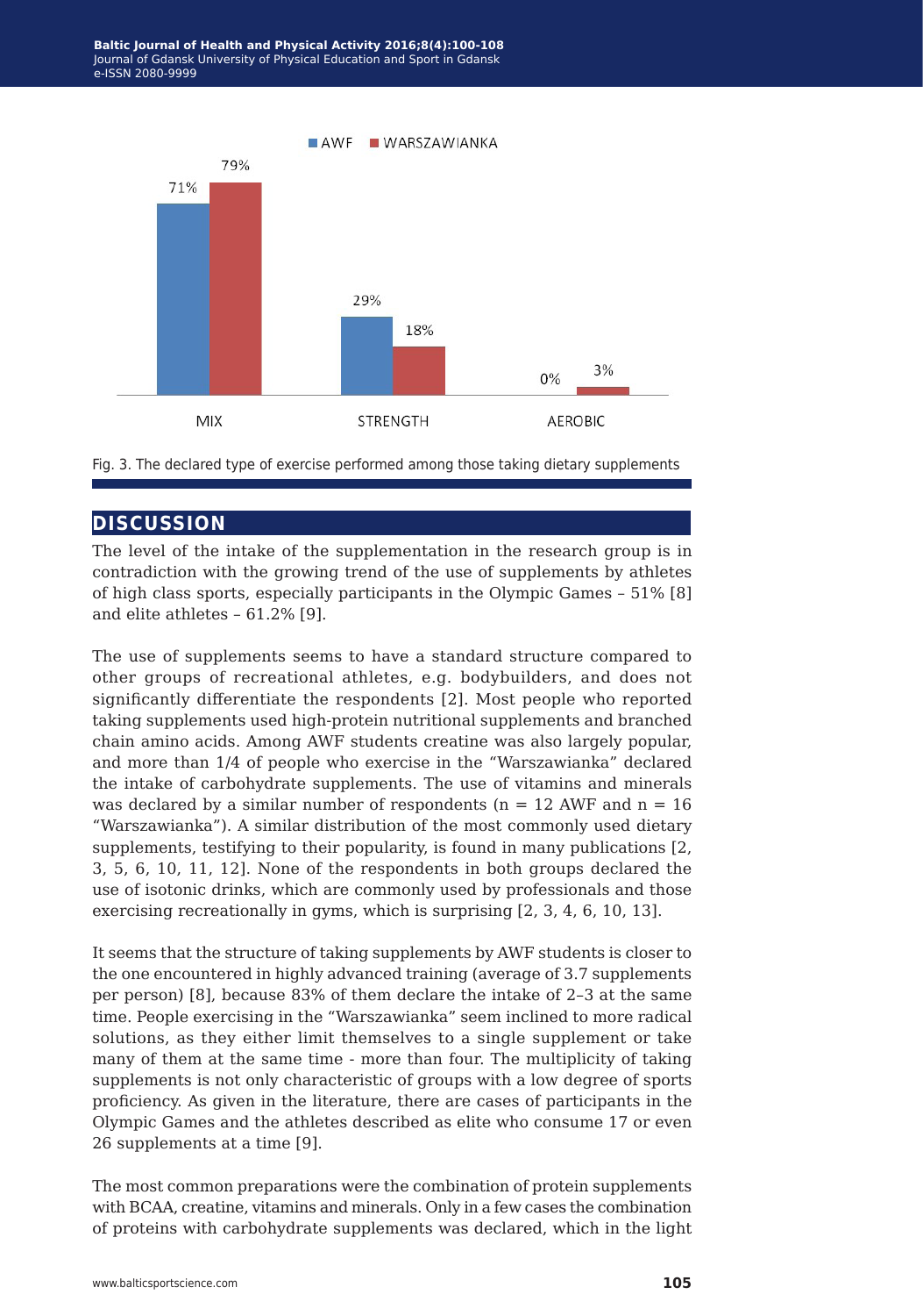Fig. 3. The declared type of exercise performed among those taking dietary supplements

## DISCUSSION

The level of the intake of the supplementation in the research group is in contradiction with the growing trend of the use of supplements by athletes of high class sports, especially participants in the Olympic Games – 51% [8] and elite athletes – 61.2% [9].

The use of supplements seems to have a standard structure compared to other groups of recreational athletes, e.g. bodybuilders, and does not significantly differentiate the respondents [2]. Most people who reported taking supplements used high-protein nutritional supplements and branched chain amino acids. Among AWF students creatine was also largely popular, and more than 1/4 of people who exercise in the "Warszawianka" declared the intake of carbohydrate supplements. The use of vitamins and minerals was declared by a similar number of respondents (n = 12 AWF and n = 16 "Warszawianka"). A similar distribution of the most commonly used dietary supplements, testifying to their popularity, is found in many publications [2, 3, 5, 6, 10, 11, 12]. None of the respondents in both groups declared the use of isotonic drinks, which are commonly used by professionals and those exercising recreationally in gyms, which is surprising [2, 3, 4, 6, 10, 13].

It seems that the structure of taking supplements by AWF students is closer to the one encountered in highly advanced training (average of 3.7 supplements per person) [8], because 83% of them declare the intake of 2–3 at the same time. People exercising in the "Warszawianka" seem inclined to more radical solutions, as they either limit themselves to a single supplement or take many of them at the same time - more than four. The multiplicity of taking supplements is not only characteristic of groups with a low degree of sports proficiency. As given in the literature, there are cases of participants in the Olympic Games and the athletes described as elite who consume 17 or even 26 supplements at a time [9].

The most common preparations were the combination of protein supplements with BCAA, creatine, vitamins and minerals. Only in a few cases the combination of proteins with carbohydrate supplements was declared, which in the light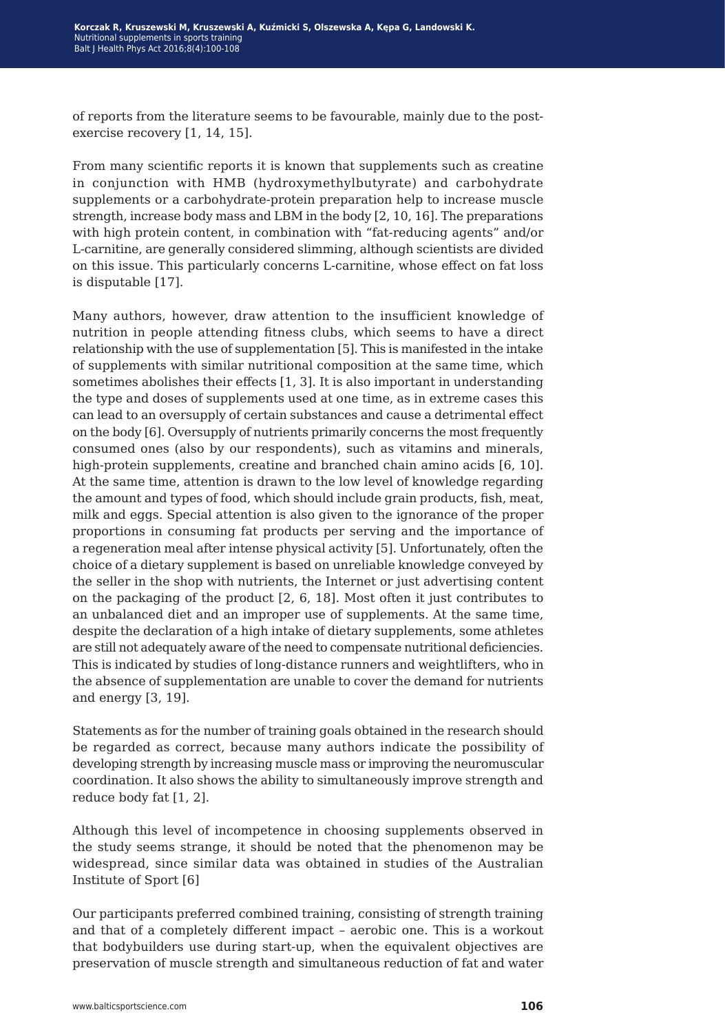of reports from the literature seems to be favourable, mainly due to the post-exercise recovery [1, 14, 15].

From many scientific reports it is known that supplements such as creatine in conjunction with HMB (hydroxymethylbutyrate) and carbohydrate supplements or a carbohydrate-protein preparation help to increase muscle strength, increase body mass and LBM in the body [2, 10, 16]. The preparations with high protein content, in combination with "fat-reducing agents" and/or L-carnitine, are generally considered slimming, although scientists are divided on this issue. This particularly concerns L-carnitine, whose effect on fat loss is disputable [17].

Many authors, however, draw attention to the insufficient knowledge of nutrition in people attending fitness clubs, which seems to have a direct relationship with the use of supplementation [5]. This is manifested in the intake of supplements with similar nutritional composition at the same time, which sometimes abolishes their effects [1, 3]. It is also important in understanding the type and doses of supplements used at one time, as in extreme cases this can lead to an oversupply of certain substances and cause a detrimental effect on the body [6]. Oversupply of nutrients primarily concerns the most frequently consumed ones (also by our respondents), such as vitamins and minerals, high-protein supplements, creatine and branched chain amino acids [6, 10]. At the same time, attention is drawn to the low level of knowledge regarding the amount and types of food, which should include grain products, fish, meat, milk and eggs. Special attention is also given to the ignorance of the proper proportions in consuming fat products per serving and the importance of a regeneration meal after intense physical activity [5]. Unfortunately, often the choice of a dietary supplement is based on unreliable knowledge conveyed by the seller in the shop with nutrients, the Internet or just advertising content on the packaging of the product [2, 6, 18]. Most often it just contributes to an unbalanced diet and an improper use of supplements. At the same time, despite the declaration of a high intake of dietary supplements, some athletes are still not adequately aware of the need to compensate nutritional deficiencies. This is indicated by studies of long-distance runners and weightlifters, who in the absence of supplementation are unable to cover the demand for nutrients and energy [3, 19].

Statements as for the number of training goals obtained in the research should be regarded as correct, because many authors indicate the possibility of developing strength by increasing muscle mass or improving the neuromuscular coordination. It also shows the ability to simultaneously improve strength and reduce body fat [1, 2].

Although this level of incompetence in choosing supplements observed in the study seems strange, it should be noted that the phenomenon may be widespread, since similar data was obtained in studies of the Australian Institute of Sport [6]

Our participants preferred combined training, consisting of strength training and that of a completely different impact – aerobic one. This is a workout that bodybuilders use during start-up, when the equivalent objectives are preservation of muscle strength and simultaneous reduction of fat and water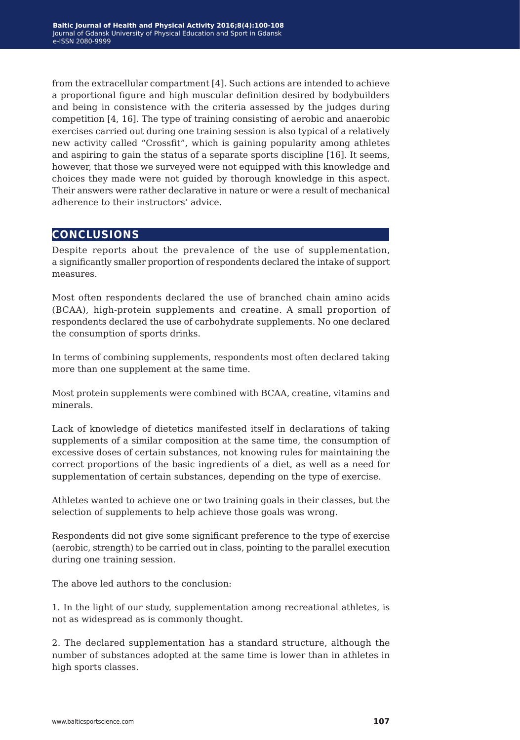from the extracellular compartment [4]. Such actions are intended to achieve a proportional figure and high muscular definition desired by bodybuilders and being in consistence with the criteria assessed by the judges during competition [4, 16]. The type of training consisting of aerobic and anaerobic exercises carried out during one training session is also typical of a relatively new activity called "Crossfit", which is gaining popularity among athletes and aspiring to gain the status of a separate sports discipline [16]. It seems, however, that those we surveyed were not equipped with this knowledge and choices they made were not guided by thorough knowledge in this aspect. Their answers were rather declarative in nature or were a result of mechanical adherence to their instructors' advice.

## CONCLUSIONS

Despite reports about the prevalence of the use of supplementation, a significantly smaller proportion of respondents declared the intake of support measures.

Most often respondents declared the use of branched chain amino acids (BCAA), high-protein supplements and creatine. A small proportion of respondents declared the use of carbohydrate supplements. No one declared the consumption of sports drinks.

In terms of combining supplements, respondents most often declared taking more than one supplement at the same time.

Most protein supplements were combined with BCAA, creatine, vitamins and minerals.

Lack of knowledge of dietetics manifested itself in declarations of taking supplements of a similar composition at the same time, the consumption of excessive doses of certain substances, not knowing rules for maintaining the correct proportions of the basic ingredients of a diet, as well as a need for supplementation of certain substances, depending on the type of exercise.

Athletes wanted to achieve one or two training goals in their classes, but the selection of supplements to help achieve those goals was wrong.

Respondents did not give some significant preference to the type of exercise (aerobic, strength) to be carried out in class, pointing to the parallel execution during one training session.

The above led authors to the conclusion:

1. In the light of our study, supplementation among recreational athletes, is not as widespread as is commonly thought.

2. The declared supplementation has a standard structure, although the number of substances adopted at the same time is lower than in athletes in high sports classes.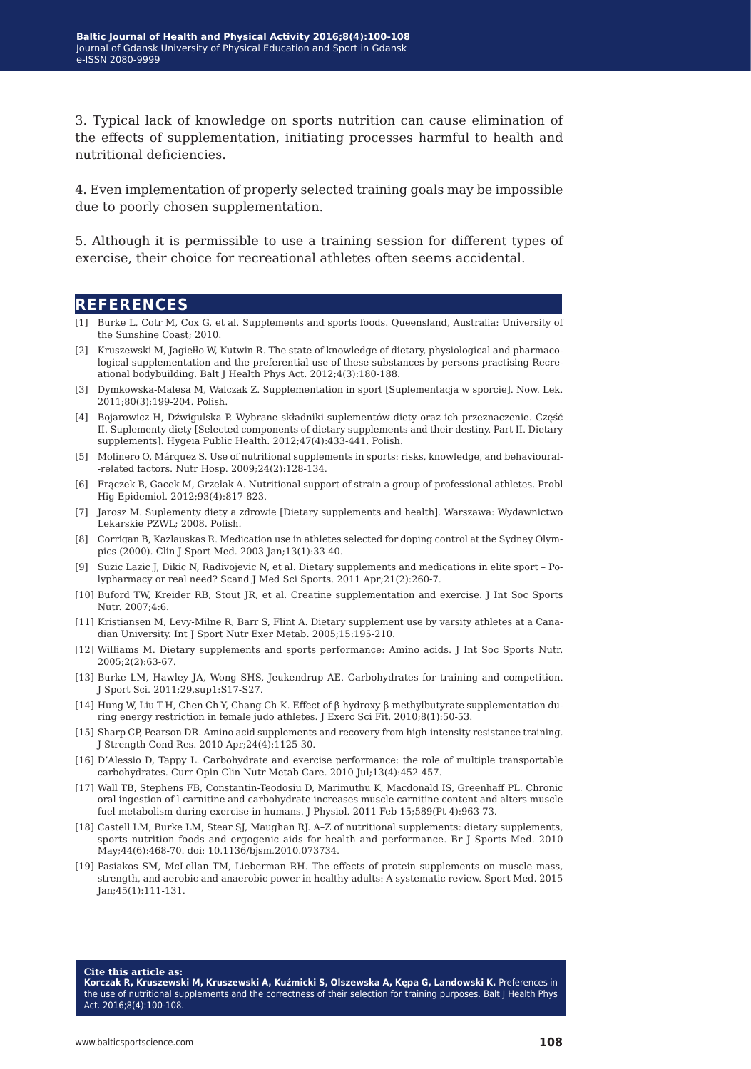3. Typical lack of knowledge on sports nutrition can cause elimination of the effects of supplementation, initiating processes harmful to health and nutritional deficiencies.

4. Even implementation of properly selected training goals may be impossible due to poorly chosen supplementation.

5. Although it is permissible to use a training session for different types of exercise, their choice for recreational athletes often seems accidental.

## REFERENCES

[1] Burke L, Cotr M, Cox G, et al. Supplements and sports foods. Queensland, Australia: University of the Sunshine Coast; 2010.

[2] Kruszewski M, Jagiełło W, Kutwin R. The state of knowledge of dietary, physiological and pharmacological supplementation and the preferential use of these substances by persons practising Recreational bodybuilding. Balt J Health Phys Act. 2012;4(3):180-188.

[3] Dymkowska-Malesa M, Walczak Z. Supplementation in sport [Suplementacja w sporcie]. Now. Lek. 2011;80(3):199-204. Polish.

[4] Bojarowicz H, Dźwigulska P. Wybrane składniki suplementów diety oraz ich przeznaczenie. Część II. Suplementy diety [Selected components of dietary supplements and their destiny. Part II. Dietary supplements]. Hygeia Public Health. 2012;47(4):433-441. Polish.

[5] Molinero O, Márquez S. Use of nutritional supplements in sports: risks, knowledge, and behavioural--related factors. Nutr Hosp. 2009;24(2):128-134.

[6] Frączek B, Gacek M, Grzelak A. Nutritional support of strain a group of professional athletes. Probl Hig Epidemiol. 2012;93(4):817-823.

[7] Jarosz M. Suplementy diety a zdrowie [Dietary supplements and health]. Warszawa: Wydawnictwo Lekarskie PZWL; 2008. Polish.

[8] Corrigan B, Kazlauskas R. Medication use in athletes selected for doping control at the Sydney Olympics (2000). Clin J Sport Med. 2003 Jan;13(1):33-40.

[9] Suzic Lazic J, Dikic N, Radivojevic N, et al. Dietary supplements and medications in elite sport – Polypharmacy or real need? Scand J Med Sci Sports. 2011 Apr;21(2):260-7.

[10] Buford TW, Kreider RB, Stout JR, et al. Creatine supplementation and exercise. J Int Soc Sports Nutr. 2007;4:6.

[11] Kristiansen M, Levy-Milne R, Barr S, Flint A. Dietary supplement use by varsity athletes at a Canadian University. Int J Sport Nutr Exer Metab. 2005;15:195-210.

[12] Williams M. Dietary supplements and sports performance: Amino acids. J Int Soc Sports Nutr. 2005;2(2):63-67.

[13] Burke LM, Hawley JA, Wong SHS, Jeukendrup AE. Carbohydrates for training and competition. J Sport Sci. 2011;29,sup1:S17-S27.

[14] Hung W, Liu T-H, Chen Ch-Y, Chang Ch-K. Effect of β-hydroxy-β-methylbutyrate supplementation during energy restriction in female judo athletes. J Exerc Sci Fit. 2010;8(1):50-53.

[15] Sharp CP, Pearson DR. Amino acid supplements and recovery from high-intensity resistance training. J Strength Cond Res. 2010 Apr;24(4):1125-30.

[16] D'Alessio D, Tappy L. Carbohydrate and exercise performance: the role of multiple transportable carbohydrates. Curr Opin Clin Nutr Metab Care. 2010 Jul;13(4):452-457.

[17] Wall TB, Stephens FB, Constantin-Teodosiu D, Marimuthu K, Macdonald IS, Greenhaff PL. Chronic oral ingestion of l-carnitine and carbohydrate increases muscle carnitine content and alters muscle fuel metabolism during exercise in humans. J Physiol. 2011 Feb 15;589(Pt 4):963-73.

[18] Castell LM, Burke LM, Stear SJ, Maughan RJ. A–Z of nutritional supplements: dietary supplements, sports nutrition foods and ergogenic aids for health and performance. Br J Sports Med. 2010 May;44(6):468-70. doi: 10.1136/bjsm.2010.073734.

[19] Pasiakos SM, McLellan TM, Lieberman RH. The effects of protein supplements on muscle mass, strength, and aerobic and anaerobic power in healthy adults: A systematic review. Sport Med. 2015 Jan;45(1):111-131.

**Cite this article as:**
**Korczak R, Kruszewski M, Kruszewski A, Kuźmicki S, Olszewska A, Kępa G, Landowski K.** Preferences in the use of nutritional supplements and the correctness of their selection for training purposes. Balt J Health Phys Act. 2016;8(4):100-108.